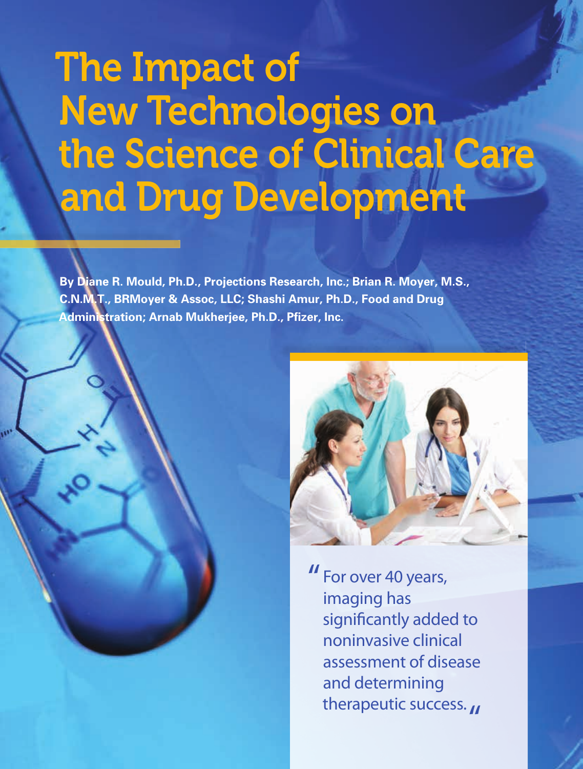# The Impact of New Technologies on the Science of Clinical Care and Drug Development

**By Diane R. Mould, Ph.D., Projections Research, Inc.; Brian R. Moyer, M.S., C.N.M.T., BRMoyer & Assoc, LLC; Shashi Amur, Ph.D., Food and Drug Administration; Arnab Mukherjee, Ph.D., Pfizer, Inc.**

> "For over 40 years, imaging has significantly added to noninvasive clinical assessment of disease and determining therapeutic success."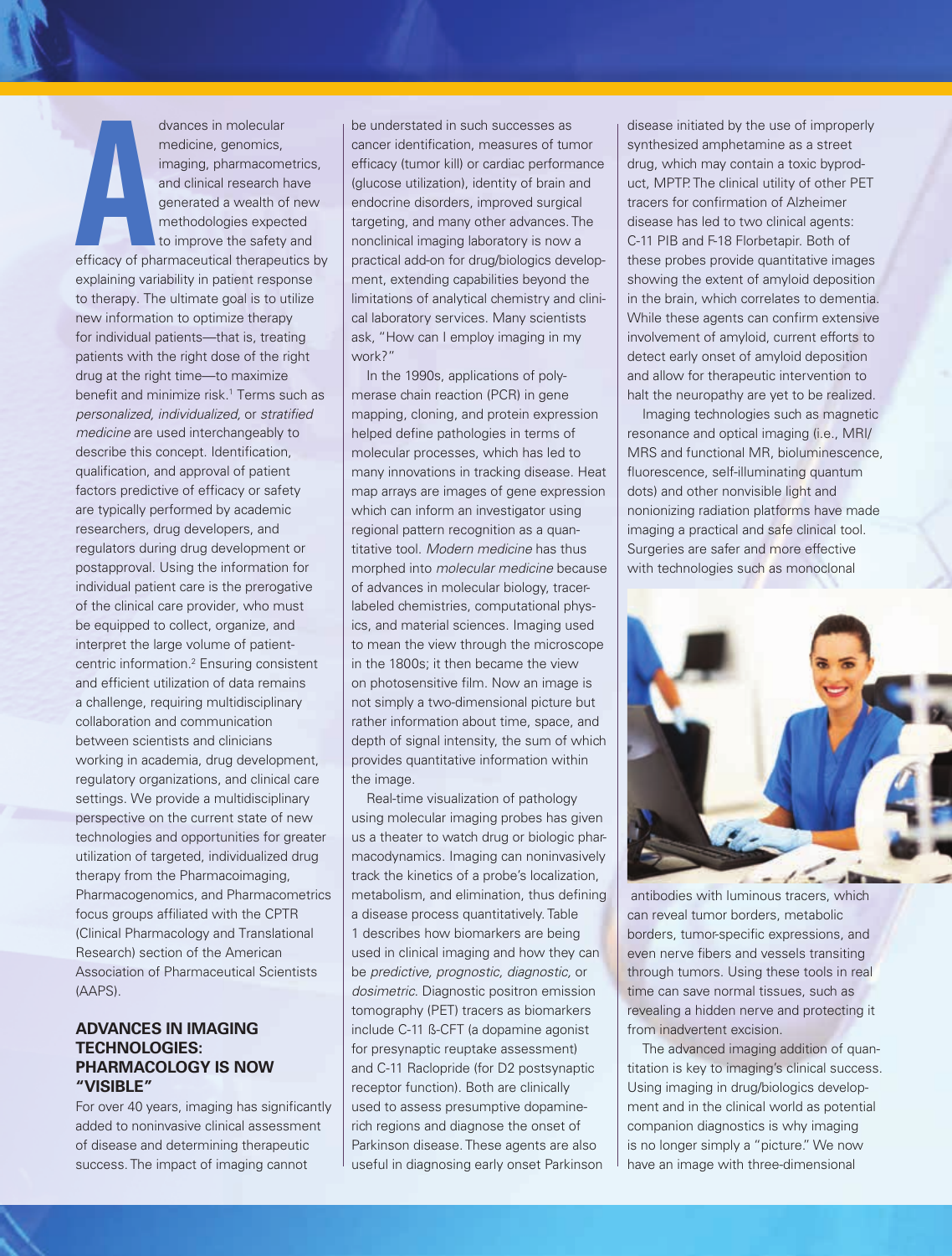Advances in molecular medicine, genomics, imaging, pharmacometrics, and clinical research have generated a wealth of new methodologies expected to improve the safety and efficacy of pharmaceutical therapeutics by explaining variability in patient response to therapy. The ultimate goal is to utilize new information to optimize therapy for individual patients—that is, treating patients with the right dose of the right drug at the right time—to maximize benefit and minimize risk.[1] Terms such as *personalized, individualized,* or *stratified medicine* are used interchangeably to describe this concept. Identification, qualification, and approval of patient factors predictive of efficacy or safety are typically performed by academic researchers, drug developers, and regulators during drug development or postapproval. Using the information for individual patient care is the prerogative of the clinical care provider, who must be equipped to collect, organize, and interpret the large volume of patient-centric information.[2] Ensuring consistent and efficient utilization of data remains a challenge, requiring multidisciplinary collaboration and communication between scientists and clinicians working in academia, drug development, regulatory organizations, and clinical care settings. We provide a multidisciplinary perspective on the current state of new technologies and opportunities for greater utilization of targeted, individualized drug therapy from the Pharmacoimaging, Pharmacogenomics, and Pharmacometrics focus groups affiliated with the CPTR (Clinical Pharmacology and Translational Research) section of the American Association of Pharmaceutical Scientists (AAPS).

## ADVANCES IN IMAGING TECHNOLOGIES: PHARMACOLOGY IS NOW "VISIBLE"

For over 40 years, imaging has significantly added to noninvasive clinical assessment of disease and determining therapeutic success. The impact of imaging cannot be understated in such successes as cancer identification, measures of tumor efficacy (tumor kill) or cardiac performance (glucose utilization), identity of brain and endocrine disorders, improved surgical targeting, and many other advances. The nonclinical imaging laboratory is now a practical add-on for drug/biologics development, extending capabilities beyond the limitations of analytical chemistry and clinical laboratory services. Many scientists ask, "How can I employ imaging in my work?"

In the 1990s, applications of polymerase chain reaction (PCR) in gene mapping, cloning, and protein expression helped define pathologies in terms of molecular processes, which has led to many innovations in tracking disease. Heat map arrays are images of gene expression which can inform an investigator using regional pattern recognition as a quantitative tool. *Modern medicine* has thus morphed into *molecular medicine* because of advances in molecular biology, tracer-labeled chemistries, computational physics, and material sciences. Imaging used to mean the view through the microscope in the 1800s; it then became the view on photosensitive film. Now an image is not simply a two-dimensional picture but rather information about time, space, and depth of signal intensity, the sum of which provides quantitative information within the image.

Real-time visualization of pathology using molecular imaging probes has given us a theater to watch drug or biologic pharmacodynamics. Imaging can noninvasively track the kinetics of a probe's localization, metabolism, and elimination, thus defining a disease process quantitatively. Table 1 describes how biomarkers are being used in clinical imaging and how they can be *predictive, prognostic, diagnostic,* or *dosimetric*. Diagnostic positron emission tomography (PET) tracers as biomarkers include C-11 ß-CFT (a dopamine agonist for presynaptic reuptake assessment) and C-11 Raclopride (for D2 postsynaptic receptor function). Both are clinically used to assess presumptive dopamine-rich regions and diagnose the onset of Parkinson disease. These agents are also useful in diagnosing early onset Parkinson disease initiated by the use of improperly synthesized amphetamine as a street drug, which may contain a toxic byproduct, MPTP. The clinical utility of other PET tracers for confirmation of Alzheimer disease has led to two clinical agents: C-11 PIB and F-18 Florbetapir. Both of these probes provide quantitative images showing the extent of amyloid deposition in the brain, which correlates to dementia. While these agents can confirm extensive involvement of amyloid, current efforts to detect early onset of amyloid deposition and allow for therapeutic intervention to halt the neuropathy are yet to be realized.

Imaging technologies such as magnetic resonance and optical imaging (i.e., MRI/MRS and functional MR, bioluminescence, fluorescence, self-illuminating quantum dots) and other nonvisible light and nonionizing radiation platforms have made imaging a practical and safe clinical tool. Surgeries are safer and more effective with technologies such as monoclonal antibodies with luminous tracers, which can reveal tumor borders, metabolic borders, tumor-specific expressions, and even nerve fibers and vessels transiting through tumors. Using these tools in real time can save normal tissues, such as revealing a hidden nerve and protecting it from inadvertent excision.

The advanced imaging addition of quantitation is key to imaging's clinical success. Using imaging in drug/biologics development and in the clinical world as potential companion diagnostics is why imaging is no longer simply a "picture." We now have an image with three-dimensional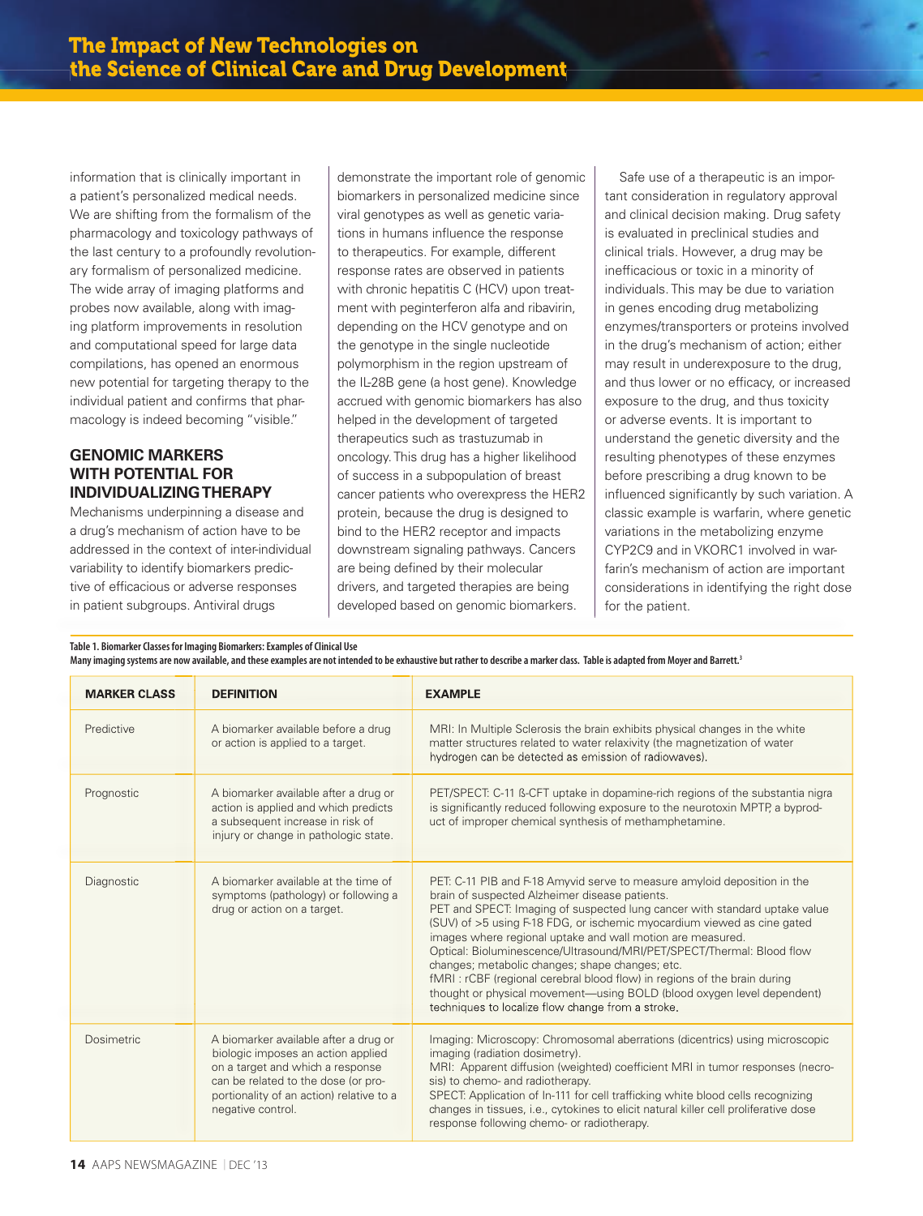information that is clinically important in a patient's personalized medical needs. We are shifting from the formalism of the pharmacology and toxicology pathways of the last century to a profoundly revolutionary formalism of personalized medicine. The wide array of imaging platforms and probes now available, along with imaging platform improvements in resolution and computational speed for large data compilations, has opened an enormous new potential for targeting therapy to the individual patient and confirms that pharmacology is indeed becoming "visible."

## GENOMIC MARKERS WITH POTENTIAL FOR INDIVIDUALIZING THERAPY

Mechanisms underpinning a disease and a drug's mechanism of action have to be addressed in the context of inter-individual variability to identify biomarkers predictive of efficacious or adverse responses in patient subgroups. Antiviral drugs demonstrate the important role of genomic biomarkers in personalized medicine since viral genotypes as well as genetic variations in humans influence the response to therapeutics. For example, different response rates are observed in patients with chronic hepatitis C (HCV) upon treatment with peginterferon alfa and ribavirin, depending on the HCV genotype and on the genotype in the single nucleotide polymorphism in the region upstream of the IL-28B gene (a host gene). Knowledge accrued with genomic biomarkers has also helped in the development of targeted therapeutics such as trastuzumab in oncology. This drug has a higher likelihood of success in a subpopulation of breast cancer patients who overexpress the HER2 protein, because the drug is designed to bind to the HER2 receptor and impacts downstream signaling pathways. Cancers are being defined by their molecular drivers, and targeted therapies are being developed based on genomic biomarkers.

Safe use of a therapeutic is an important consideration in regulatory approval and clinical decision making. Drug safety is evaluated in preclinical studies and clinical trials. However, a drug may be inefficacious or toxic in a minority of individuals. This may be due to variation in genes encoding drug metabolizing enzymes/transporters or proteins involved in the drug's mechanism of action; either may result in underexposure to the drug, and thus lower or no efficacy, or increased exposure to the drug, and thus toxicity or adverse events. It is important to understand the genetic diversity and the resulting phenotypes of these enzymes before prescribing a drug known to be influenced significantly by such variation. A classic example is warfarin, where genetic variations in the metabolizing enzyme CYP2C9 and in VKORC1 involved in warfarin's mechanism of action are important considerations in identifying the right dose for the patient.

**Table 1. Biomarker Classes for Imaging Biomarkers: Examples of Clinical Use**
**Many imaging systems are now available, and these examples are not intended to be exhaustive but rather to describe a marker class. Table is adapted from Moyer and Barrett.[3]**

| MARKER CLASS | DEFINITION | EXAMPLE |
|---|---|---|
| Predictive | A biomarker available before a drug or action is applied to a target. | MRI: In Multiple Sclerosis the brain exhibits physical changes in the white matter structures related to water relaxivity (the magnetization of water hydrogen can be detected as emission of radiowaves). |
| Prognostic | A biomarker available after a drug or action is applied and which predicts a subsequent increase in risk of injury or change in pathologic state. | PET/SPECT: C-11 ß-CFT uptake in dopamine-rich regions of the substantia nigra is significantly reduced following exposure to the neurotoxin MPTP, a byproduct of improper chemical synthesis of methamphetamine. |
| Diagnostic | A biomarker available at the time of symptoms (pathology) or following a drug or action on a target. | PET: C-11 PIB and F-18 Amyvid serve to measure amyloid deposition in the brain of suspected Alzheimer disease patients.<br>PET and SPECT: Imaging of suspected lung cancer with standard uptake value (SUV) of >5 using F-18 FDG, or ischemic myocardium viewed as cine gated images where regional uptake and wall motion are measured.<br>Optical: Bioluminescence/Ultrasound/MRI/PET/SPECT/Thermal: Blood flow changes; metabolic changes; shape changes; etc.<br>fMRI : rCBF (regional cerebral blood flow) in regions of the brain during thought or physical movement—using BOLD (blood oxygen level dependent) techniques to localize flow change from a stroke. |
| Dosimetric | A biomarker available after a drug or biologic imposes an action applied on a target and which a response can be related to the dose (or proportionality of an action) relative to a negative control. | Imaging: Microscopy: Chromosomal aberrations (dicentrics) using microscopic imaging (radiation dosimetry).<br>MRI: Apparent diffusion (weighted) coefficient MRI in tumor responses (necrosis) to chemo- and radiotherapy.<br>SPECT: Application of In-111 for cell trafficking white blood cells recognizing changes in tissues, i.e., cytokines to elicit natural killer cell proliferative dose response following chemo- or radiotherapy. |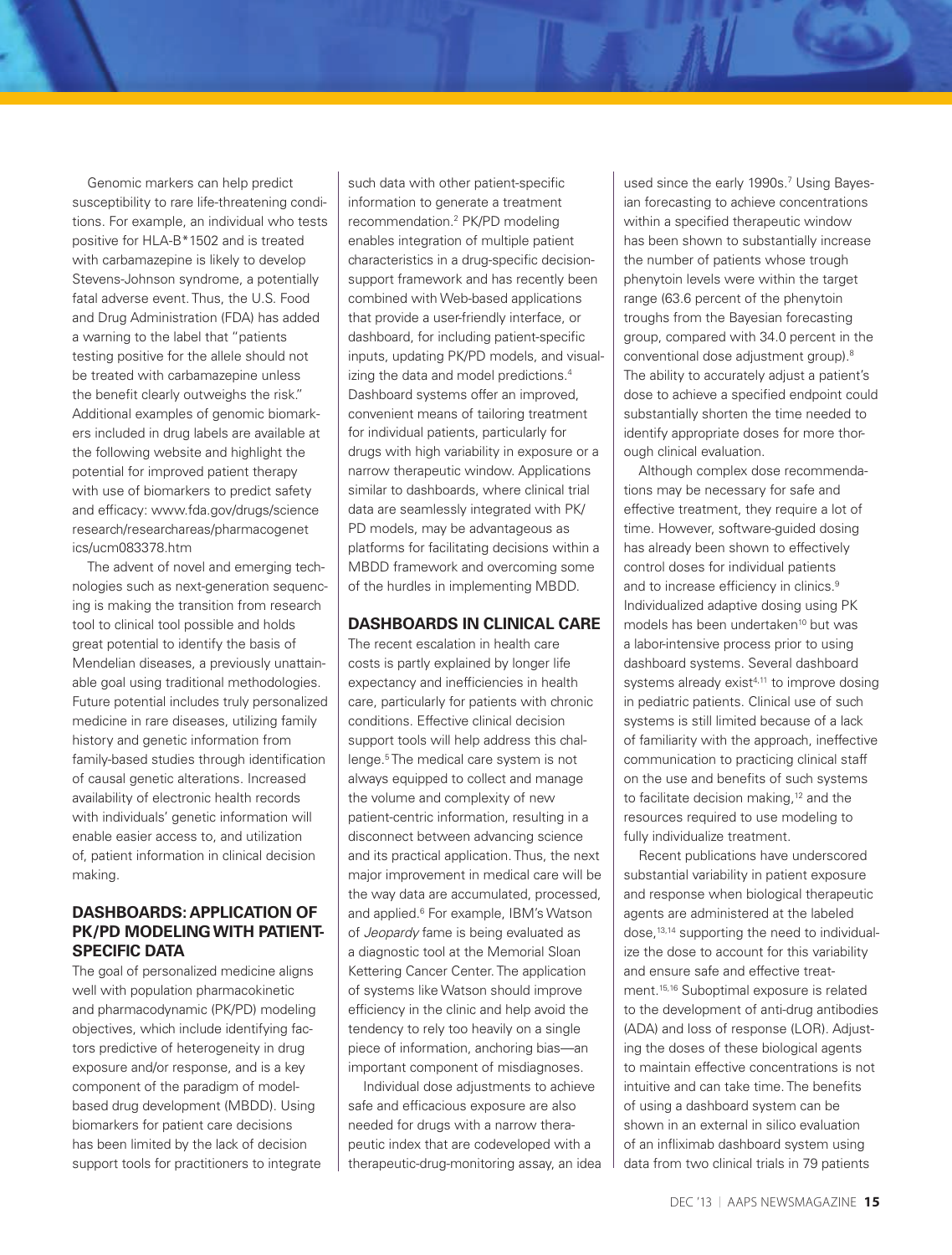Genomic markers can help predict susceptibility to rare life-threatening conditions. For example, an individual who tests positive for HLA-B*1502 and is treated with carbamazepine is likely to develop Stevens-Johnson syndrome, a potentially fatal adverse event. Thus, the U.S. Food and Drug Administration (FDA) has added a warning to the label that "patients testing positive for the allele should not be treated with carbamazepine unless the benefit clearly outweighs the risk." Additional examples of genomic biomarkers included in drug labels are available at the following website and highlight the potential for improved patient therapy with use of biomarkers to predict safety and efficacy: www.fda.gov/drugs/scienceresearch/researchareas/pharmacogenetics/ucm083378.htm

The advent of novel and emerging technologies such as next-generation sequencing is making the transition from research tool to clinical tool possible and holds great potential to identify the basis of Mendelian diseases, a previously unattainable goal using traditional methodologies. Future potential includes truly personalized medicine in rare diseases, utilizing family history and genetic information from family-based studies through identification of causal genetic alterations. Increased availability of electronic health records with individuals' genetic information will enable easier access to, and utilization of, patient information in clinical decision making.

## DASHBOARDS: APPLICATION OF PK/PD MODELING WITH PATIENT-SPECIFIC DATA

The goal of personalized medicine aligns well with population pharmacokinetic and pharmacodynamic (PK/PD) modeling objectives, which include identifying factors predictive of heterogeneity in drug exposure and/or response, and is a key component of the paradigm of model-based drug development (MBDD). Using biomarkers for patient care decisions has been limited by the lack of decision support tools for practitioners to integrate such data with other patient-specific information to generate a treatment recommendation.[2] PK/PD modeling enables integration of multiple patient characteristics in a drug-specific decision-support framework and has recently been combined with Web-based applications that provide a user-friendly interface, or dashboard, for including patient-specific inputs, updating PK/PD models, and visualizing the data and model predictions.[4] Dashboard systems offer an improved, convenient means of tailoring treatment for individual patients, particularly for drugs with high variability in exposure or a narrow therapeutic window. Applications similar to dashboards, where clinical trial data are seamlessly integrated with PK/PD models, may be advantageous as platforms for facilitating decisions within a MBDD framework and overcoming some of the hurdles in implementing MBDD.

## DASHBOARDS IN CLINICAL CARE

The recent escalation in health care costs is partly explained by longer life expectancy and inefficiencies in health care, particularly for patients with chronic conditions. Effective clinical decision support tools will help address this challenge.[5] The medical care system is not always equipped to collect and manage the volume and complexity of new patient-centric information, resulting in a disconnect between advancing science and its practical application. Thus, the next major improvement in medical care will be the way data are accumulated, processed, and applied.[6] For example, IBM's Watson of *Jeopardy* fame is being evaluated as a diagnostic tool at the Memorial Sloan Kettering Cancer Center. The application of systems like Watson should improve efficiency in the clinic and help avoid the tendency to rely too heavily on a single piece of information, anchoring bias—an important component of misdiagnoses.

Individual dose adjustments to achieve safe and efficacious exposure are also needed for drugs with a narrow therapeutic index that are codeveloped with a therapeutic-drug-monitoring assay, an idea used since the early 1990s.[7] Using Bayesian forecasting to achieve concentrations within a specified therapeutic window has been shown to substantially increase the number of patients whose trough phenytoin levels were within the target range (63.6 percent of the phenytoin troughs from the Bayesian forecasting group, compared with 34.0 percent in the conventional dose adjustment group).[8] The ability to accurately adjust a patient's dose to achieve a specified endpoint could substantially shorten the time needed to identify appropriate doses for more thorough clinical evaluation.

Although complex dose recommendations may be necessary for safe and effective treatment, they require a lot of time. However, software-guided dosing has already been shown to effectively control doses for individual patients and to increase efficiency in clinics.[9] Individualized adaptive dosing using PK models has been undertaken[10] but was a labor-intensive process prior to using dashboard systems. Several dashboard systems already exist[4,11] to improve dosing in pediatric patients. Clinical use of such systems is still limited because of a lack of familiarity with the approach, ineffective communication to practicing clinical staff on the use and benefits of such systems to facilitate decision making,[12] and the resources required to use modeling to fully individualize treatment.

Recent publications have underscored substantial variability in patient exposure and response when biological therapeutic agents are administered at the labeled dose,[13,14] supporting the need to individualize the dose to account for this variability and ensure safe and effective treatment.[15,16] Suboptimal exposure is related to the development of anti-drug antibodies (ADA) and loss of response (LOR). Adjusting the doses of these biological agents to maintain effective concentrations is not intuitive and can take time. The benefits of using a dashboard system can be shown in an external in silico evaluation of an infliximab dashboard system using data from two clinical trials in 79 patients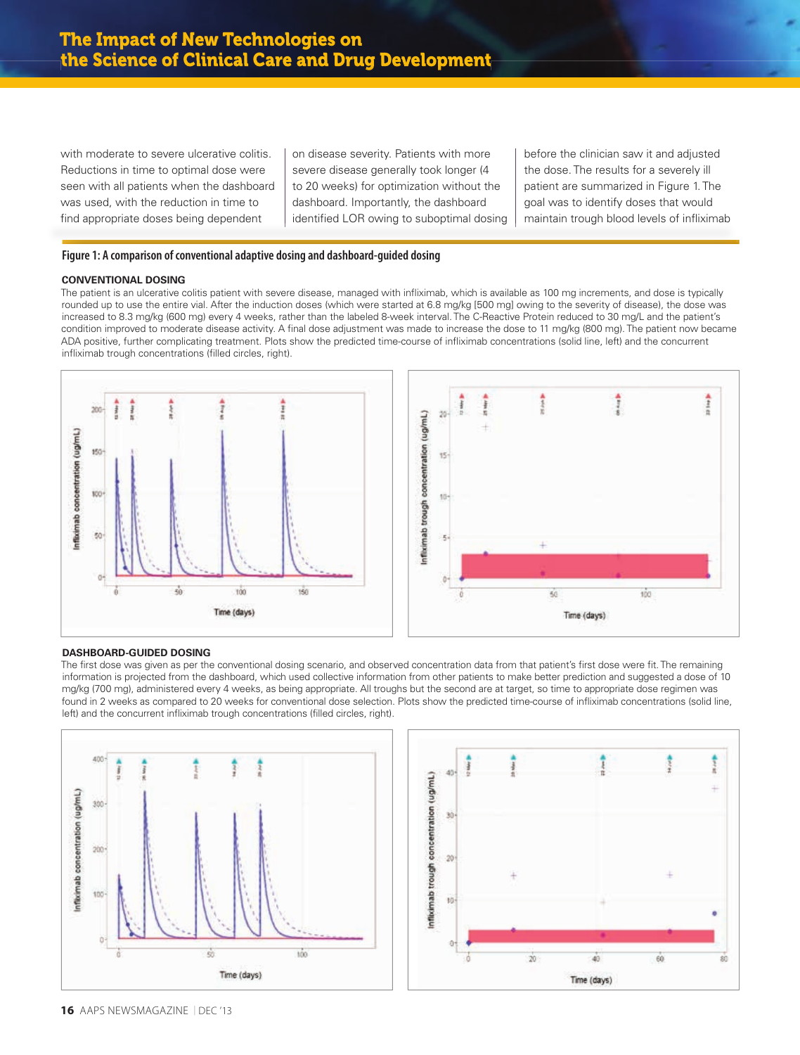with moderate to severe ulcerative colitis. Reductions in time to optimal dose were seen with all patients when the dashboard was used, with the reduction in time to find appropriate doses being dependent on disease severity. Patients with more severe disease generally took longer (4 to 20 weeks) for optimization without the dashboard. Importantly, the dashboard identified LOR owing to suboptimal dosing before the clinician saw it and adjusted the dose. The results for a severely ill patient are summarized in Figure 1. The goal was to identify doses that would maintain trough blood levels of infliximab

**Figure 1: A comparison of conventional adaptive dosing and dashboard-guided dosing**

**CONVENTIONAL DOSING**

The patient is an ulcerative colitis patient with severe disease, managed with infliximab, which is available as 100 mg increments, and dose is typically rounded up to use the entire vial. After the induction doses (which were started at 6.8 mg/kg [500 mg] owing to the severity of disease), the dose was increased to 8.3 mg/kg (600 mg) every 4 weeks, rather than the labeled 8-week interval. The C-Reactive Protein reduced to 30 mg/L and the patient's condition improved to moderate disease activity. A final dose adjustment was made to increase the dose to 11 mg/kg (800 mg). The patient now became ADA positive, further complicating treatment. Plots show the predicted time-course of infliximab concentrations (solid line, left) and the concurrent infliximab trough concentrations (filled circles, right).

**DASHBOARD-GUIDED DOSING**

The first dose was given as per the conventional dosing scenario, and observed concentration data from that patient's first dose were fit. The remaining information is projected from the dashboard, which used collective information from other patients to make better prediction and suggested a dose of 10 mg/kg (700 mg), administered every 4 weeks, as being appropriate. All troughs but the second are at target, so time to appropriate dose regimen was found in 2 weeks as compared to 20 weeks for conventional dose selection. Plots show the predicted time-course of infliximab concentrations (solid line, left) and the concurrent infliximab trough concentrations (filled circles, right).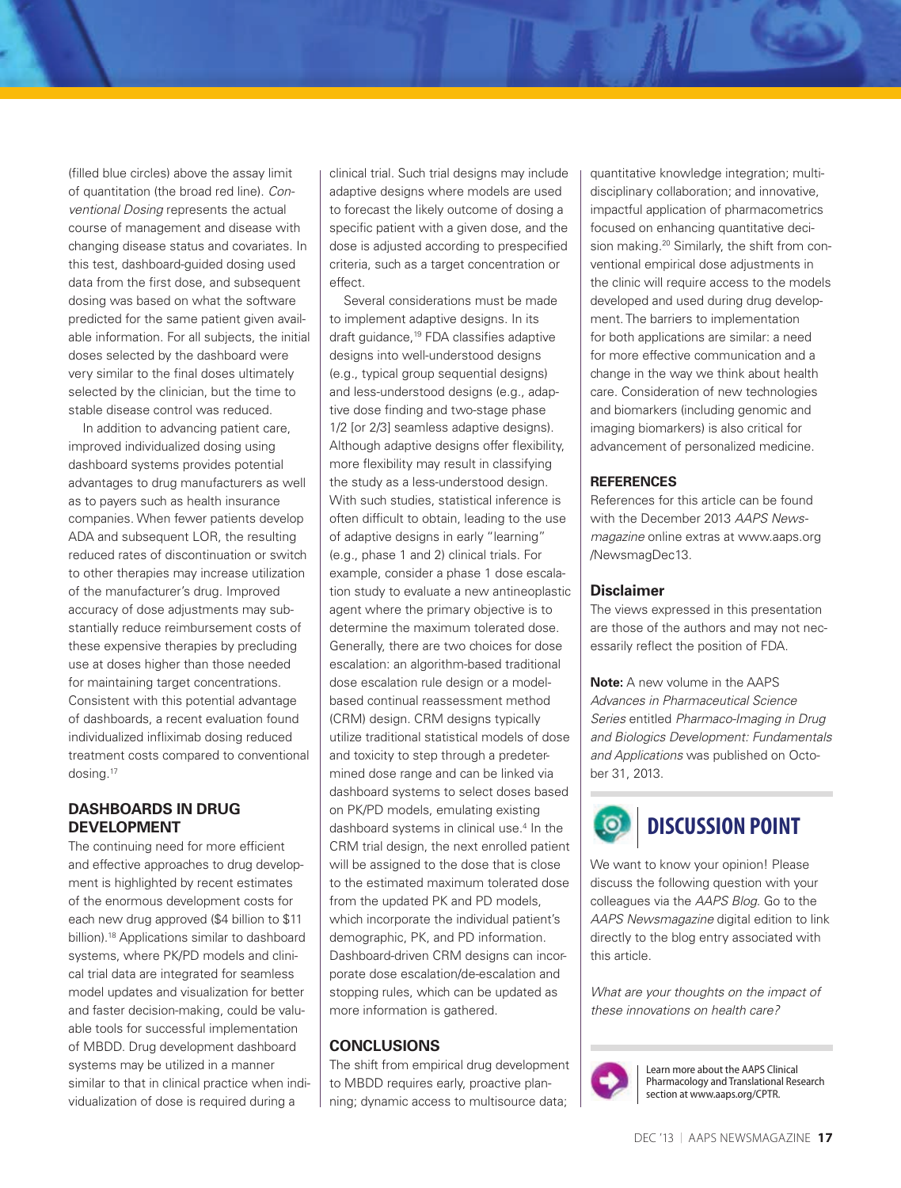(filled blue circles) above the assay limit of quantitation (the broad red line). *Conventional Dosing* represents the actual course of management and disease with changing disease status and covariates. In this test, dashboard-guided dosing used data from the first dose, and subsequent dosing was based on what the software predicted for the same patient given available information. For all subjects, the initial doses selected by the dashboard were very similar to the final doses ultimately selected by the clinician, but the time to stable disease control was reduced.

In addition to advancing patient care, improved individualized dosing using dashboard systems provides potential advantages to drug manufacturers as well as to payers such as health insurance companies. When fewer patients develop ADA and subsequent LOR, the resulting reduced rates of discontinuation or switch to other therapies may increase utilization of the manufacturer's drug. Improved accuracy of dose adjustments may substantially reduce reimbursement costs of these expensive therapies by precluding use at doses higher than those needed for maintaining target concentrations. Consistent with this potential advantage of dashboards, a recent evaluation found individualized infliximab dosing reduced treatment costs compared to conventional dosing.[17]

## DASHBOARDS IN DRUG DEVELOPMENT

The continuing need for more efficient and effective approaches to drug development is highlighted by recent estimates of the enormous development costs for each new drug approved ($4 billion to $11 billion).[18] Applications similar to dashboard systems, where PK/PD models and clinical trial data are integrated for seamless model updates and visualization for better and faster decision-making, could be valuable tools for successful implementation of MBDD. Drug development dashboard systems may be utilized in a manner similar to that in clinical practice when individualization of dose is required during a clinical trial. Such trial designs may include adaptive designs where models are used to forecast the likely outcome of dosing a specific patient with a given dose, and the dose is adjusted according to prespecified criteria, such as a target concentration or effect.

Several considerations must be made to implement adaptive designs. In its draft guidance,[19] FDA classifies adaptive designs into well-understood designs (e.g., typical group sequential designs) and less-understood designs (e.g., adaptive dose finding and two-stage phase 1/2 [or 2/3] seamless adaptive designs). Although adaptive designs offer flexibility, more flexibility may result in classifying the study as a less-understood design. With such studies, statistical inference is often difficult to obtain, leading to the use of adaptive designs in early "learning" (e.g., phase 1 and 2) clinical trials. For example, consider a phase 1 dose escalation study to evaluate a new antineoplastic agent where the primary objective is to determine the maximum tolerated dose. Generally, there are two choices for dose escalation: an algorithm-based traditional dose escalation rule design or a model-based continual reassessment method (CRM) design. CRM designs typically utilize traditional statistical models of dose and toxicity to step through a predetermined dose range and can be linked via dashboard systems to select doses based on PK/PD models, emulating existing dashboard systems in clinical use.[4] In the CRM trial design, the next enrolled patient will be assigned to the dose that is close to the estimated maximum tolerated dose from the updated PK and PD models, which incorporate the individual patient's demographic, PK, and PD information. Dashboard-driven CRM designs can incorporate dose escalation/de-escalation and stopping rules, which can be updated as more information is gathered.

## CONCLUSIONS

The shift from empirical drug development to MBDD requires early, proactive planning; dynamic access to multisource data; quantitative knowledge integration; multidisciplinary collaboration; and innovative, impactful application of pharmacometrics focused on enhancing quantitative decision making.[20] Similarly, the shift from conventional empirical dose adjustments in the clinic will require access to the models developed and used during drug development. The barriers to implementation for both applications are similar: a need for more effective communication and a change in the way we think about health care. Consideration of new technologies and biomarkers (including genomic and imaging biomarkers) is also critical for advancement of personalized medicine.

### REFERENCES

References for this article can be found with the December 2013 *AAPS Newsmagazine* online extras at www.aaps.org/NewsmagDec13.

### Disclaimer

The views expressed in this presentation are those of the authors and may not necessarily reflect the position of FDA.

**Note:** A new volume in the AAPS *Advances in Pharmaceutical Science Series* entitled *Pharmaco-Imaging in Drug and Biologics Development: Fundamentals and Applications* was published on October 31, 2013.

## DISCUSSION POINT

We want to know your opinion! Please discuss the following question with your colleagues via the *AAPS Blog*. Go to the *AAPS Newsmagazine* digital edition to link directly to the blog entry associated with this article.

*What are your thoughts on the impact of these innovations on health care?*

Learn more about the AAPS Clinical Pharmacology and Translational Research section at www.aaps.org/CPTR.